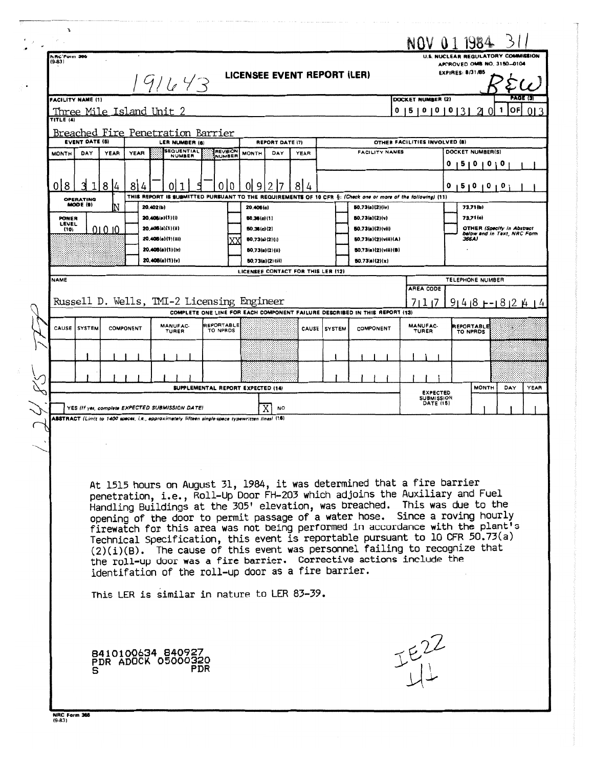NOV 01 1984 311

NRC Form 366 (9-83)

191643

# LICENSEE EVENT REPORT (LER)

U.S. NUCLEAR REGULATORY COMMISSION
APPROVED OMB NO. 3150-0104
EXPIRES: 8/31/85

B&W

| FACILITY NAME (1) | DOCKET NUMBER (2) | PAGE (3) |
|---|---|---|
| Three Mile Island Unit 2 | 0 5 0 0 0 3 2 0 | 1 OF 0 3 |

TITLE (4): Breached Fire Penetration Barrier

| EVENT DATE (5) | | | LER NUMBER (6) | | | REPORT DATE (7) | | | OTHER FACILITIES INVOLVED (8) | |
|---|---|---|---|---|---|---|---|---|---|---|
| MONTH | DAY | YEAR | YEAR | SEQUENTIAL NUMBER | REVISION NUMBER | MONTH | DAY | YEAR | FACILITY NAMES | DOCKET NUMBER(S) |
| 0 8 | 3 1 | 8 4 | 8 4 | 0 1 5 | 0 0 | 0 9 | 2 7 | 8 4 | | 0 5 0 0 0 |
| | | | | | | | | | | 0 5 0 0 0 |

OPERATING MODE (9): N

POWER LEVEL (10): 0 0 0

THIS REPORT IS SUBMITTED PURSUANT TO THE REQUIREMENTS OF 10 CFR §: (Check one or more of the following) (11)

| | | | |
|---|---|---|---|
| 20.402(b) | 20.405(c) | 50.73(a)(2)(iv) | 73.71(b) |
| 20.405(a)(1)(i) | 50.36(c)(1) | 50.73(a)(2)(v) | 73.71(c) |
| 20.405(a)(1)(ii) | 50.36(c)(2) | 50.73(a)(2)(vii) | OTHER (Specify in Abstract below and in Text, NRC Form 366A) |
| 20.405(a)(1)(iii) | XX 50.73(a)(2)(i) | 50.73(a)(2)(viii)(A) | |
| 20.405(a)(1)(iv) | 50.73(a)(2)(ii) | 50.73(a)(2)(viii)(B) | |
| 20.405(a)(1)(v) | 50.73(a)(2)(iii) | 50.73(a)(2)(x) | |

LICENSEE CONTACT FOR THIS LER (12)

| NAME | TELEPHONE NUMBER |
|---|---|
| Russell D. Wells, TMI-2 Licensing Engineer | 717 948-8244 |

COMPLETE ONE LINE FOR EACH COMPONENT FAILURE DESCRIBED IN THIS REPORT (13)

| CAUSE | SYSTEM | COMPONENT | MANUFACTURER | REPORTABLE TO NPRDS | CAUSE | SYSTEM | COMPONENT | MANUFACTURER | REPORTABLE TO NPRDS |
|---|---|---|---|---|---|---|---|---|---|
| | | | | | | | | | |
| | | | | | | | | | |

SUPPLEMENTAL REPORT EXPECTED (14)

YES (If yes, complete EXPECTED SUBMISSION DATE) [X] NO

EXPECTED SUBMISSION DATE (15): MONTH DAY YEAR

ABSTRACT (Limit to 1400 spaces, i.e., approximately fifteen single-space typewritten lines) (16)

At 1515 hours on August 31, 1984, it was determined that a fire barrier penetration, i.e., Roll-Up Door FH-203 which adjoins the Auxiliary and Fuel Handling Buildings at the 305' elevation, was breached. This was due to the opening of the door to permit passage of a water hose. Since a roving hourly firewatch for this area was not being performed in accordance with the plant's Technical Specification, this event is reportable pursuant to 10 CFR 50.73(a)(2)(i)(B). The cause of this event was personnel failing to recognize that the roll-up door was a fire barrier. Corrective actions include the identifation of the roll-up door as a fire barrier.

This LER is similar in nature to LER 83-39.

8410100634 840927
PDR ADOCK 05000320
S PDR

IE22
11

1.24.85 TFP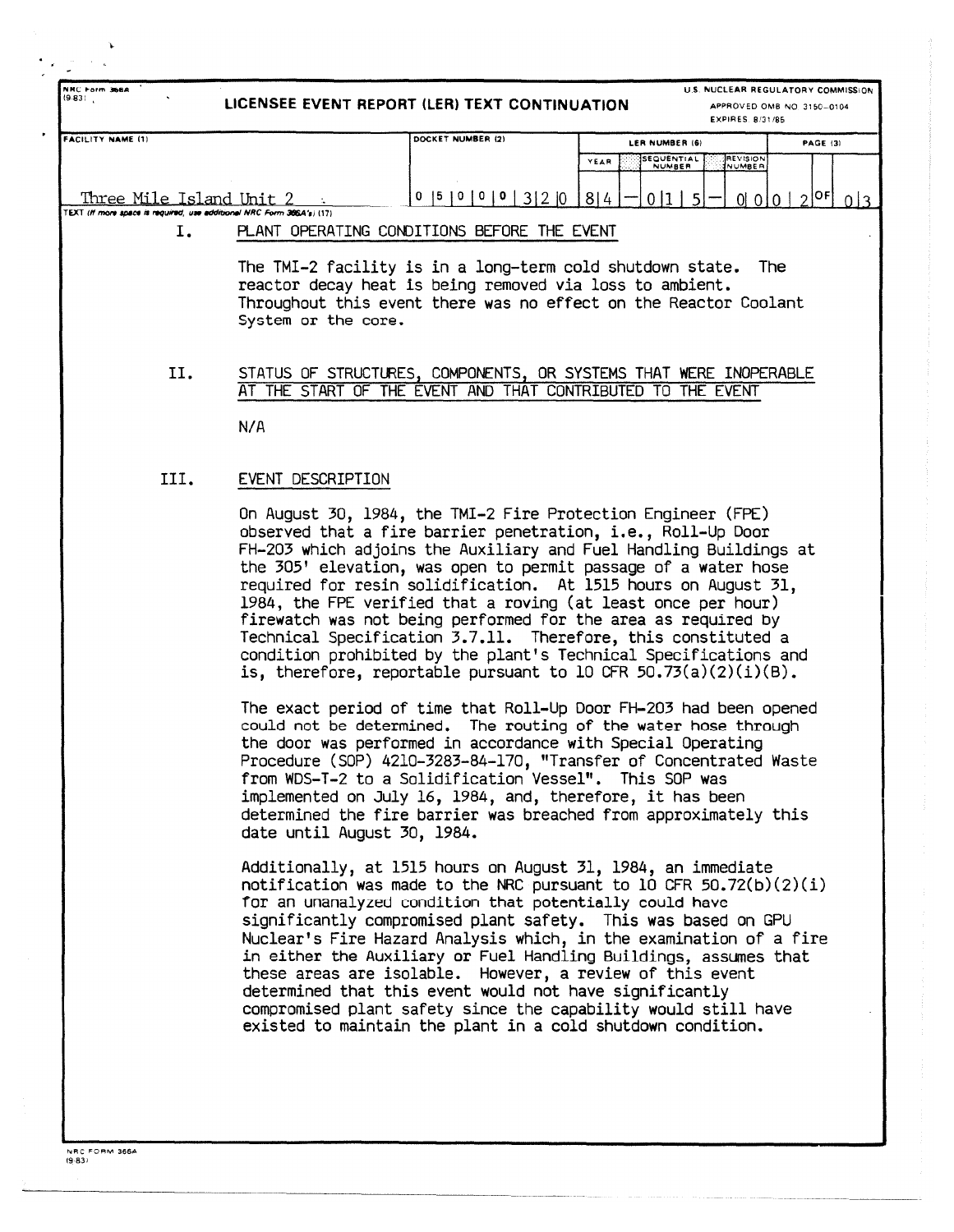NRC Form 366A (9-83)

**LICENSEE EVENT REPORT (LER) TEXT CONTINUATION**

U.S. NUCLEAR REGULATORY COMMISSION
APPROVED OMB NO. 3150-0104
EXPIRES 8/31/85

| FACILITY NAME (1) | DOCKET NUMBER (2) | LER NUMBER (6) YEAR | SEQUENTIAL NUMBER | REVISION NUMBER | PAGE (3) |
|---|---|---|---|---|---|
| Three Mile Island Unit 2 | 0 5 0 0 0 3 2 0 | 8 4 | 0 1 5 | 0 0 | 0 2 OF 0 3 |

TEXT (If more space is required, use additional NRC Form 366A's) (17)

## I. PLANT OPERATING CONDITIONS BEFORE THE EVENT

The TMI-2 facility is in a long-term cold shutdown state. The reactor decay heat is being removed via loss to ambient. Throughout this event there was no effect on the Reactor Coolant System or the core.

## II. STATUS OF STRUCTURES, COMPONENTS, OR SYSTEMS THAT WERE INOPERABLE AT THE START OF THE EVENT AND THAT CONTRIBUTED TO THE EVENT

N/A

## III. EVENT DESCRIPTION

On August 30, 1984, the TMI-2 Fire Protection Engineer (FPE) observed that a fire barrier penetration, i.e., Roll-Up Door FH-203 which adjoins the Auxiliary and Fuel Handling Buildings at the 305' elevation, was open to permit passage of a water hose required for resin solidification. At 1515 hours on August 31, 1984, the FPE verified that a roving (at least once per hour) firewatch was not being performed for the area as required by Technical Specification 3.7.11. Therefore, this constituted a condition prohibited by the plant's Technical Specifications and is, therefore, reportable pursuant to 10 CFR 50.73(a)(2)(i)(B).

The exact period of time that Roll-Up Door FH-203 had been opened could not be determined. The routing of the water hose through the door was performed in accordance with Special Operating Procedure (SOP) 4210-3283-84-170, "Transfer of Concentrated Waste from WDS-T-2 to a Solidification Vessel". This SOP was implemented on July 16, 1984, and, therefore, it has been determined the fire barrier was breached from approximately this date until August 30, 1984.

Additionally, at 1515 hours on August 31, 1984, an immediate notification was made to the NRC pursuant to 10 CFR 50.72(b)(2)(i) for an unanalyzed condition that potentially could have significantly compromised plant safety. This was based on GPU Nuclear's Fire Hazard Analysis which, in the examination of a fire in either the Auxiliary or Fuel Handling Buildings, assumes that these areas are isolable. However, a review of this event determined that this event would not have significantly compromised plant safety since the capability would still have existed to maintain the plant in a cold shutdown condition.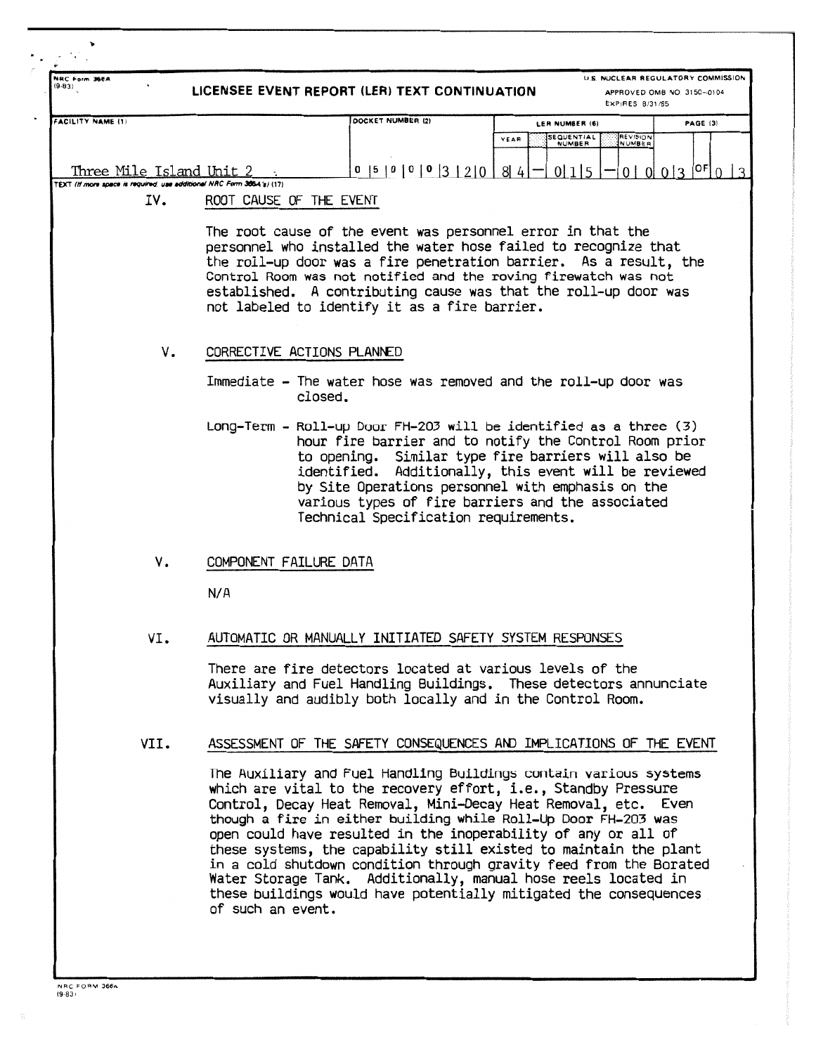NRC Form 366A
(9-83)

# LICENSEE EVENT REPORT (LER) TEXT CONTINUATION

U.S. NUCLEAR REGULATORY COMMISSION
APPROVED OMB NO. 3150-0104
EXPIRES 8/31/85

| FACILITY NAME (1) | DOCKET NUMBER (2) | LER NUMBER (6) YEAR | SEQUENTIAL NUMBER | REVISION NUMBER | PAGE (3) |
|---|---|---|---|---|---|
| Three Mile Island Unit 2 | 0 5 0 0 0 3 2 0 | 8 4 | 0 1 5 | 0 0 | 0 3 OF 0 3 |

TEXT (If more space is required, use additional NRC Form 366A's) (17)

## IV. ROOT CAUSE OF THE EVENT

The root cause of the event was personnel error in that the personnel who installed the water hose failed to recognize that the roll-up door was a fire penetration barrier. As a result, the Control Room was not notified and the roving firewatch was not established. A contributing cause was that the roll-up door was not labeled to identify it as a fire barrier.

## V. CORRECTIVE ACTIONS PLANNED

Immediate - The water hose was removed and the roll-up door was closed.

Long-Term - Roll-up Door FH-203 will be identified as a three (3) hour fire barrier and to notify the Control Room prior to opening. Similar type fire barriers will also be identified. Additionally, this event will be reviewed by Site Operations personnel with emphasis on the various types of fire barriers and the associated Technical Specification requirements.

## V. COMPONENT FAILURE DATA

N/A

## VI. AUTOMATIC OR MANUALLY INITIATED SAFETY SYSTEM RESPONSES

There are fire detectors located at various levels of the Auxiliary and Fuel Handling Buildings. These detectors annunciate visually and audibly both locally and in the Control Room.

## VII. ASSESSMENT OF THE SAFETY CONSEQUENCES AND IMPLICATIONS OF THE EVENT

The Auxiliary and Fuel Handling Buildings contain various systems which are vital to the recovery effort, i.e., Standby Pressure Control, Decay Heat Removal, Mini-Decay Heat Removal, etc. Even though a fire in either building while Roll-Up Door FH-203 was open could have resulted in the inoperability of any or all of these systems, the capability still existed to maintain the plant in a cold shutdown condition through gravity feed from the Borated Water Storage Tank. Additionally, manual hose reels located in these buildings would have potentially mitigated the consequences of such an event.

NRC FORM 366A
(9-83)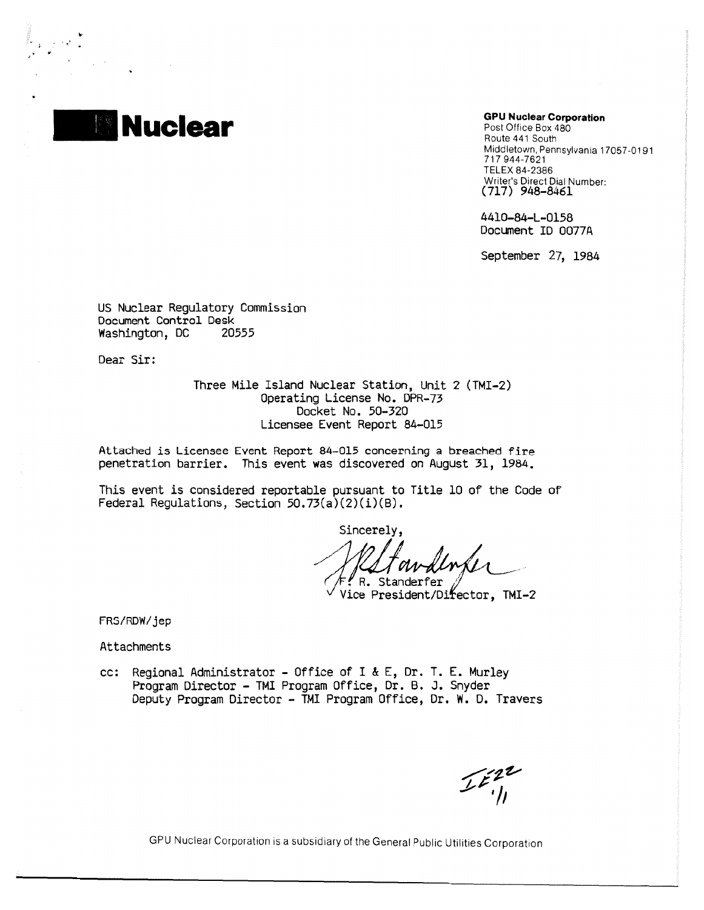# Nuclear

**GPU Nuclear Corporation**
Post Office Box 480
Route 441 South
Middletown, Pennsylvania 17057-0191
717 944-7621
TELEX 84-2386
Writer's Direct Dial Number:
(717) 948-8461

4410-84-L-0158
Document ID 0077A

September 27, 1984

US Nuclear Regulatory Commission
Document Control Desk
Washington, DC 20555

Dear Sir:

Three Mile Island Nuclear Station, Unit 2 (TMI-2)
Operating License No. DPR-73
Docket No. 50-320
Licensee Event Report 84-015

Attached is Licensee Event Report 84-015 concerning a breached fire penetration barrier. This event was discovered on August 31, 1984.

This event is considered reportable pursuant to Title 10 of the Code of Federal Regulations, Section 50.73(a)(2)(i)(B).

Sincerely,

F. R. Standerfer
Vice President/Director, TMI-2

FRS/RDW/jep

Attachments

cc: Regional Administrator - Office of I & E, Dr. T. E. Murley
Program Director - TMI Program Office, Dr. B. J. Snyder
Deputy Program Director - TMI Program Office, Dr. W. D. Travers

IE22
/1

GPU Nuclear Corporation is a subsidiary of the General Public Utilities Corporation